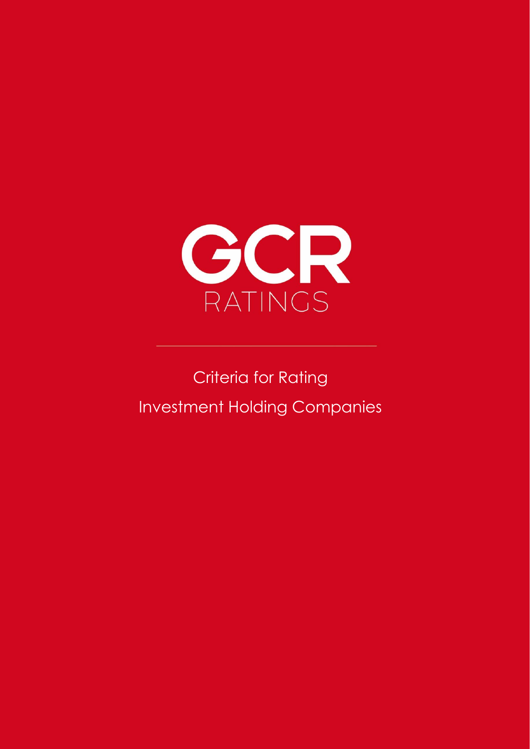GCR

RATINGS

# Criteria for Rating Investment Holding Companies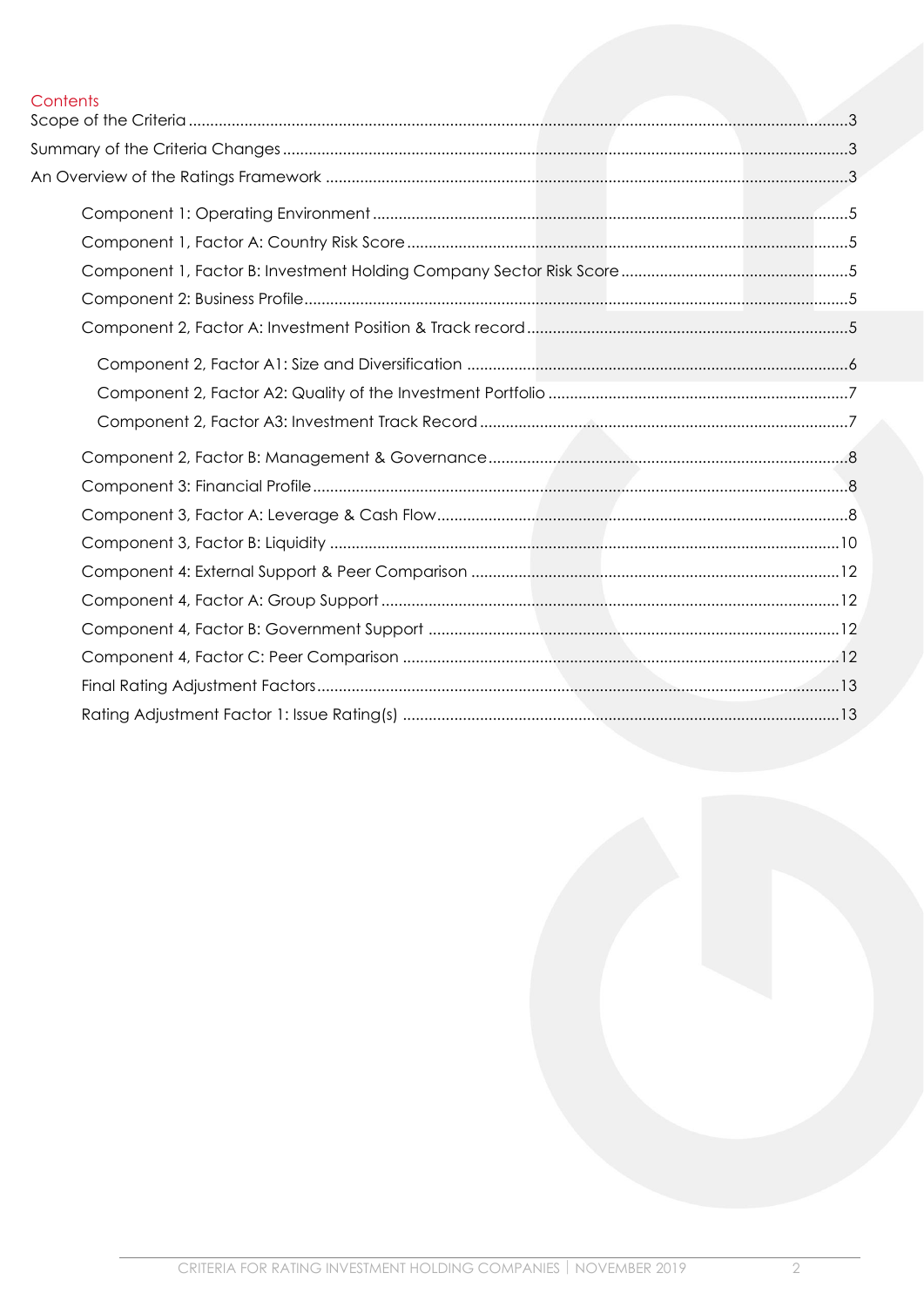## Contents

Scope of the Criteria ....................................................................................................................................3

Summary of the Criteria Changes ..................................................................................................................3

An Overview of the Ratings Framework .........................................................................................................3

- Component 1: Operating Environment ...............................................................................................5
- Component 1, Factor A: Country Risk Score .......................................................................................5
- Component 1, Factor B: Investment Holding Company Sector Risk Score ......................................5
- Component 2: Business Profile ..............................................................................................................5
- Component 2, Factor A: Investment Position & Track record ...........................................................5
  - Component 2, Factor A1: Size and Diversification ........................................................................6
  - Component 2, Factor A2: Quality of the Investment Portfolio ......................................................7
  - Component 2, Factor A3: Investment Track Record ......................................................................7
- Component 2, Factor B: Management & Governance ....................................................................8
- Component 3: Financial Profile ............................................................................................................8
- Component 3, Factor A: Leverage & Cash Flow ................................................................................8
- Component 3, Factor B: Liquidity .......................................................................................................10
- Component 4: External Support & Peer Comparison .....................................................................12
- Component 4, Factor A: Group Support ..........................................................................................12
- Component 4, Factor B: Government Support ...............................................................................12
- Component 4, Factor C: Peer Comparison .....................................................................................12
- Final Rating Adjustment Factors .........................................................................................................13
- Rating Adjustment Factor 1: Issue Rating(s) .....................................................................................13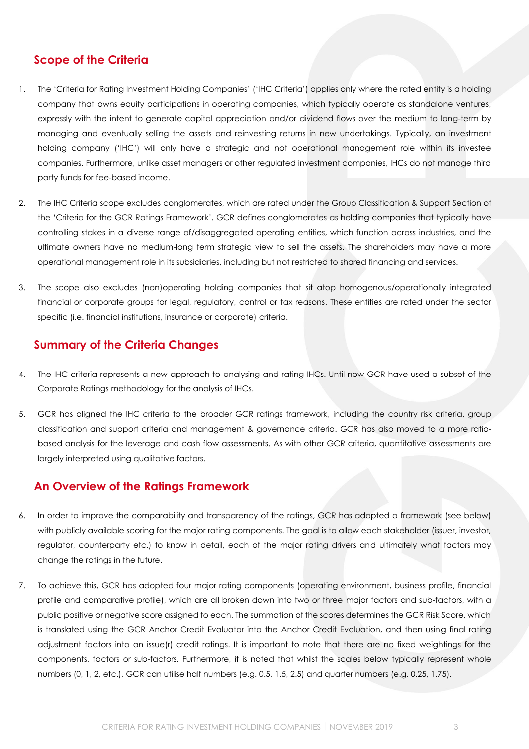## Scope of the Criteria

1. The 'Criteria for Rating Investment Holding Companies' ('IHC Criteria') applies only where the rated entity is a holding company that owns equity participations in operating companies, which typically operate as standalone ventures, expressly with the intent to generate capital appreciation and/or dividend flows over the medium to long-term by managing and eventually selling the assets and reinvesting returns in new undertakings. Typically, an investment holding company ('IHC') will only have a strategic and not operational management role within its investee companies. Furthermore, unlike asset managers or other regulated investment companies, IHCs do not manage third party funds for fee-based income.

2. The IHC Criteria scope excludes conglomerates, which are rated under the Group Classification & Support Section of the 'Criteria for the GCR Ratings Framework'. GCR defines conglomerates as holding companies that typically have controlling stakes in a diverse range of/disaggregated operating entities, which function across industries, and the ultimate owners have no medium-long term strategic view to sell the assets. The shareholders may have a more operational management role in its subsidiaries, including but not restricted to shared financing and services.

3. The scope also excludes (non)operating holding companies that sit atop homogenous/operationally integrated financial or corporate groups for legal, regulatory, control or tax reasons. These entities are rated under the sector specific (i.e. financial institutions, insurance or corporate) criteria.

## Summary of the Criteria Changes

4. The IHC criteria represents a new approach to analysing and rating IHCs. Until now GCR have used a subset of the Corporate Ratings methodology for the analysis of IHCs.

5. GCR has aligned the IHC criteria to the broader GCR ratings framework, including the country risk criteria, group classification and support criteria and management & governance criteria. GCR has also moved to a more ratio-based analysis for the leverage and cash flow assessments. As with other GCR criteria, quantitative assessments are largely interpreted using qualitative factors.

## An Overview of the Ratings Framework

6. In order to improve the comparability and transparency of the ratings, GCR has adopted a framework (see below) with publicly available scoring for the major rating components. The goal is to allow each stakeholder (issuer, investor, regulator, counterparty etc.) to know in detail, each of the major rating drivers and ultimately what factors may change the ratings in the future.

7. To achieve this, GCR has adopted four major rating components (operating environment, business profile, financial profile and comparative profile), which are all broken down into two or three major factors and sub-factors, with a public positive or negative score assigned to each. The summation of the scores determines the GCR Risk Score, which is translated using the GCR Anchor Credit Evaluator into the Anchor Credit Evaluation, and then using final rating adjustment factors into an issue(r) credit ratings. It is important to note that there are no fixed weightings for the components, factors or sub-factors. Furthermore, it is noted that whilst the scales below typically represent whole numbers (0, 1, 2, etc.), GCR can utilise half numbers (e.g. 0.5, 1.5, 2.5) and quarter numbers (e.g. 0.25, 1.75).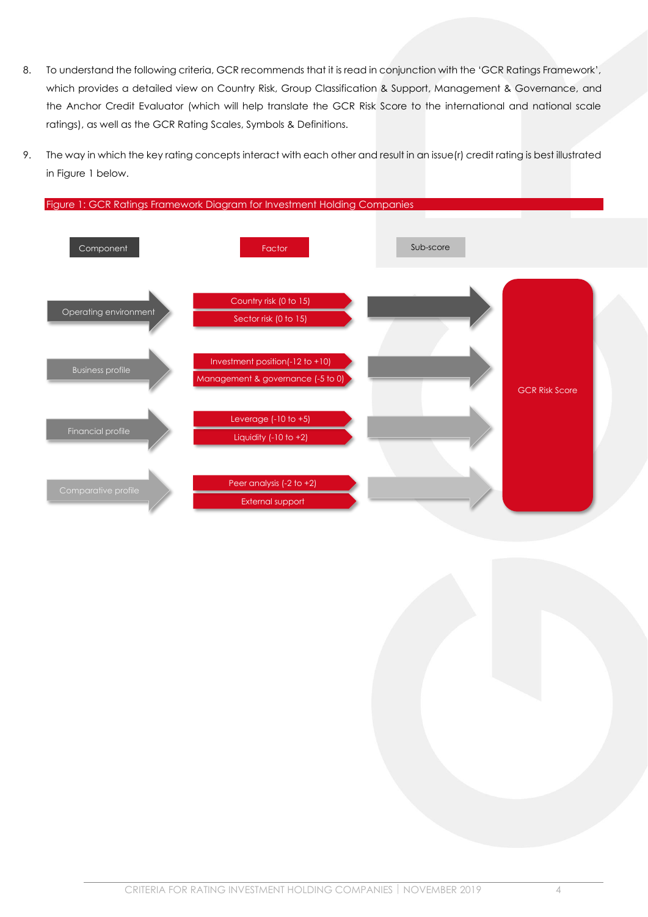8. To understand the following criteria, GCR recommends that it is read in conjunction with the 'GCR Ratings Framework', which provides a detailed view on Country Risk, Group Classification & Support, Management & Governance, and the Anchor Credit Evaluator (which will help translate the GCR Risk Score to the international and national scale ratings), as well as the GCR Rating Scales, Symbols & Definitions.

9. The way in which the key rating concepts interact with each other and result in an issue(r) credit rating is best illustrated in Figure 1 below.

Figure 1: GCR Ratings Framework Diagram for Investment Holding Companies

| Component | Factor | Sub-score |
|---|---|---|
| Operating environment | Country risk (0 to 15) | GCR Risk Score |
| | Sector risk (0 to 15) | |
| Business profile | Investment position(-12 to +10) | |
| | Management & governance (-5 to 0) | |
| Financial profile | Leverage (-10 to +5) | |
| | Liquidity (-10 to +2) | |
| Comparative profile | Peer analysis (-2 to +2) | |
| | External support | |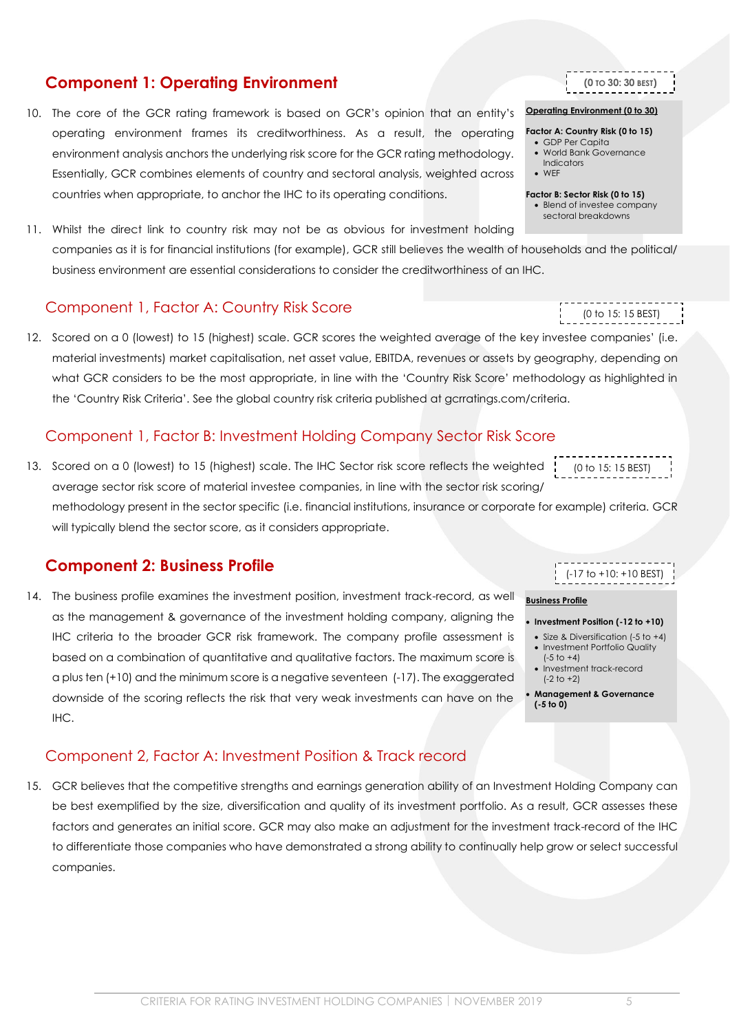## Component 1: Operating Environment

(0 TO 30: 30 BEST)

**Operating Environment (0 to 30)**

**Factor A: Country Risk (0 to 15)**
- GDP Per Capita
- World Bank Governance Indicators
- WEF

**Factor B: Sector Risk (0 to 15)**
- Blend of investee company sectoral breakdowns

10. The core of the GCR rating framework is based on GCR's opinion that an entity's operating environment frames its creditworthiness. As a result, the operating environment analysis anchors the underlying risk score for the GCR rating methodology. Essentially, GCR combines elements of country and sectoral analysis, weighted across countries when appropriate, to anchor the IHC to its operating conditions.

11. Whilst the direct link to country risk may not be as obvious for investment holding companies as it is for financial institutions (for example), GCR still believes the wealth of households and the political/ business environment are essential considerations to consider the creditworthiness of an IHC.

### Component 1, Factor A: Country Risk Score

(0 to 15: 15 BEST)

12. Scored on a 0 (lowest) to 15 (highest) scale. GCR scores the weighted average of the key investee companies' (i.e. material investments) market capitalisation, net asset value, EBITDA, revenues or assets by geography, depending on what GCR considers to be the most appropriate, in line with the 'Country Risk Score' methodology as highlighted in the 'Country Risk Criteria'. See the global country risk criteria published at gcrratings.com/criteria.

### Component 1, Factor B: Investment Holding Company Sector Risk Score

(0 to 15: 15 BEST)

13. Scored on a 0 (lowest) to 15 (highest) scale. The IHC Sector risk score reflects the weighted average sector risk score of material investee companies, in line with the sector risk scoring/ methodology present in the sector specific (i.e. financial institutions, insurance or corporate for example) criteria. GCR will typically blend the sector score, as it considers appropriate.

## Component 2: Business Profile

(-17 to +10: +10 BEST)

**Business Profile**

- **Investment Position (-12 to +10)**
  - Size & Diversification (-5 to +4)
  - Investment Portfolio Quality (-5 to +4)
  - Investment track-record (-2 to +2)
- **Management & Governance (-5 to 0)**

14. The business profile examines the investment position, investment track-record, as well as the management & governance of the investment holding company, aligning the IHC criteria to the broader GCR risk framework. The company profile assessment is based on a combination of quantitative and qualitative factors. The maximum score is a plus ten (+10) and the minimum score is a negative seventeen (-17). The exaggerated downside of the scoring reflects the risk that very weak investments can have on the IHC.

### Component 2, Factor A: Investment Position & Track record

15. GCR believes that the competitive strengths and earnings generation ability of an Investment Holding Company can be best exemplified by the size, diversification and quality of its investment portfolio. As a result, GCR assesses these factors and generates an initial score. GCR may also make an adjustment for the investment track-record of the IHC to differentiate those companies who have demonstrated a strong ability to continually help grow or select successful companies.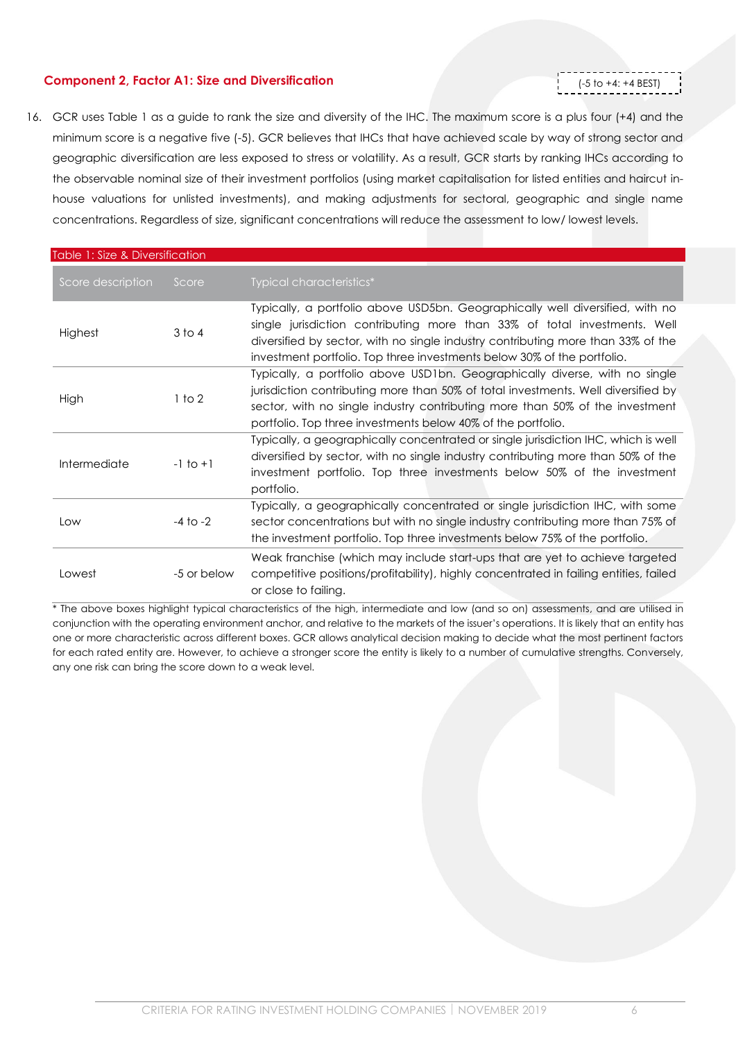### Component 2, Factor A1: Size and Diversification

(-5 to +4: +4 BEST)

16. GCR uses Table 1 as a guide to rank the size and diversity of the IHC. The maximum score is a plus four (+4) and the minimum score is a negative five (-5). GCR believes that IHCs that have achieved scale by way of strong sector and geographic diversification are less exposed to stress or volatility. As a result, GCR starts by ranking IHCs according to the observable nominal size of their investment portfolios (using market capitalisation for listed entities and haircut in-house valuations for unlisted investments), and making adjustments for sectoral, geographic and single name concentrations. Regardless of size, significant concentrations will reduce the assessment to low/ lowest levels.

Table 1: Size & Diversification

| Score description | Score | Typical characteristics* |
|---|---|---|
| Highest | 3 to 4 | Typically, a portfolio above USD5bn. Geographically well diversified, with no single jurisdiction contributing more than 33% of total investments. Well diversified by sector, with no single industry contributing more than 33% of the investment portfolio. Top three investments below 30% of the portfolio. |
| High | 1 to 2 | Typically, a portfolio above USD1bn. Geographically diverse, with no single jurisdiction contributing more than 50% of total investments. Well diversified by sector, with no single industry contributing more than 50% of the investment portfolio. Top three investments below 40% of the portfolio. |
| Intermediate | -1 to +1 | Typically, a geographically concentrated or single jurisdiction IHC, which is well diversified by sector, with no single industry contributing more than 50% of the investment portfolio. Top three investments below 50% of the investment portfolio. |
| Low | -4 to -2 | Typically, a geographically concentrated or single jurisdiction IHC, with some sector concentrations but with no single industry contributing more than 75% of the investment portfolio. Top three investments below 75% of the portfolio. |
| Lowest | -5 or below | Weak franchise (which may include start-ups that are yet to achieve targeted competitive positions/profitability), highly concentrated in failing entities, failed or close to failing. |

* The above boxes highlight typical characteristics of the high, intermediate and low (and so on) assessments, and are utilised in conjunction with the operating environment anchor, and relative to the markets of the issuer's operations. It is likely that an entity has one or more characteristic across different boxes. GCR allows analytical decision making to decide what the most pertinent factors for each rated entity are. However, to achieve a stronger score the entity is likely to a number of cumulative strengths. Conversely, any one risk can bring the score down to a weak level.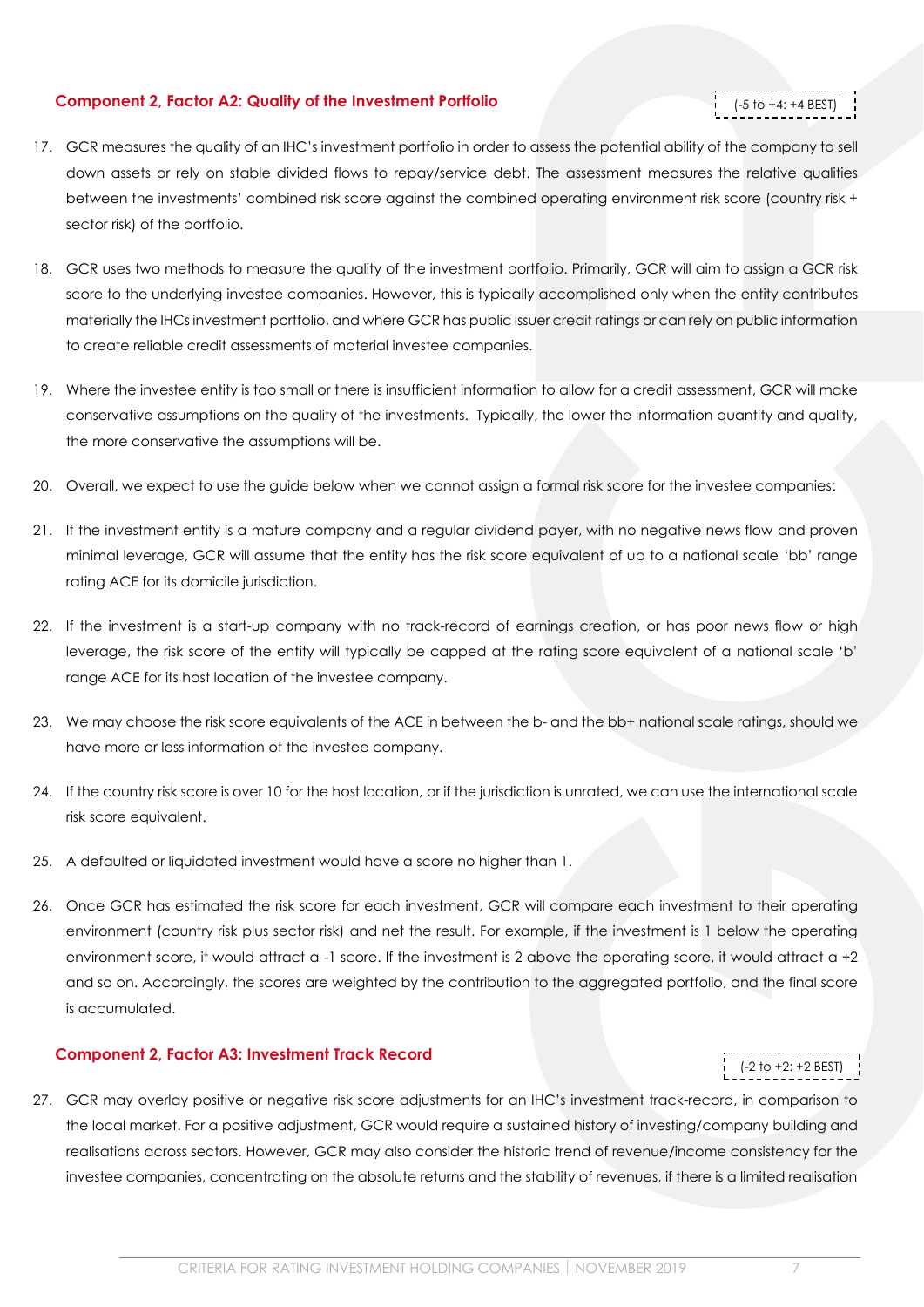### Component 2, Factor A2: Quality of the Investment Portfolio

(-5 to +4: +4 BEST)

17. GCR measures the quality of an IHC's investment portfolio in order to assess the potential ability of the company to sell down assets or rely on stable divided flows to repay/service debt. The assessment measures the relative qualities between the investments' combined risk score against the combined operating environment risk score (country risk + sector risk) of the portfolio.

18. GCR uses two methods to measure the quality of the investment portfolio. Primarily, GCR will aim to assign a GCR risk score to the underlying investee companies. However, this is typically accomplished only when the entity contributes materially the IHCs investment portfolio, and where GCR has public issuer credit ratings or can rely on public information to create reliable credit assessments of material investee companies.

19. Where the investee entity is too small or there is insufficient information to allow for a credit assessment, GCR will make conservative assumptions on the quality of the investments. Typically, the lower the information quantity and quality, the more conservative the assumptions will be.

20. Overall, we expect to use the guide below when we cannot assign a formal risk score for the investee companies:

21. If the investment entity is a mature company and a regular dividend payer, with no negative news flow and proven minimal leverage, GCR will assume that the entity has the risk score equivalent of up to a national scale 'bb' range rating ACE for its domicile jurisdiction.

22. If the investment is a start-up company with no track-record of earnings creation, or has poor news flow or high leverage, the risk score of the entity will typically be capped at the rating score equivalent of a national scale 'b' range ACE for its host location of the investee company.

23. We may choose the risk score equivalents of the ACE in between the b- and the bb+ national scale ratings, should we have more or less information of the investee company.

24. If the country risk score is over 10 for the host location, or if the jurisdiction is unrated, we can use the international scale risk score equivalent.

25. A defaulted or liquidated investment would have a score no higher than 1.

26. Once GCR has estimated the risk score for each investment, GCR will compare each investment to their operating environment (country risk plus sector risk) and net the result. For example, if the investment is 1 below the operating environment score, it would attract a -1 score. If the investment is 2 above the operating score, it would attract a +2 and so on. Accordingly, the scores are weighted by the contribution to the aggregated portfolio, and the final score is accumulated.

### Component 2, Factor A3: Investment Track Record

(-2 to +2: +2 BEST)

27. GCR may overlay positive or negative risk score adjustments for an IHC's investment track-record, in comparison to the local market. For a positive adjustment, GCR would require a sustained history of investing/company building and realisations across sectors. However, GCR may also consider the historic trend of revenue/income consistency for the investee companies, concentrating on the absolute returns and the stability of revenues, if there is a limited realisation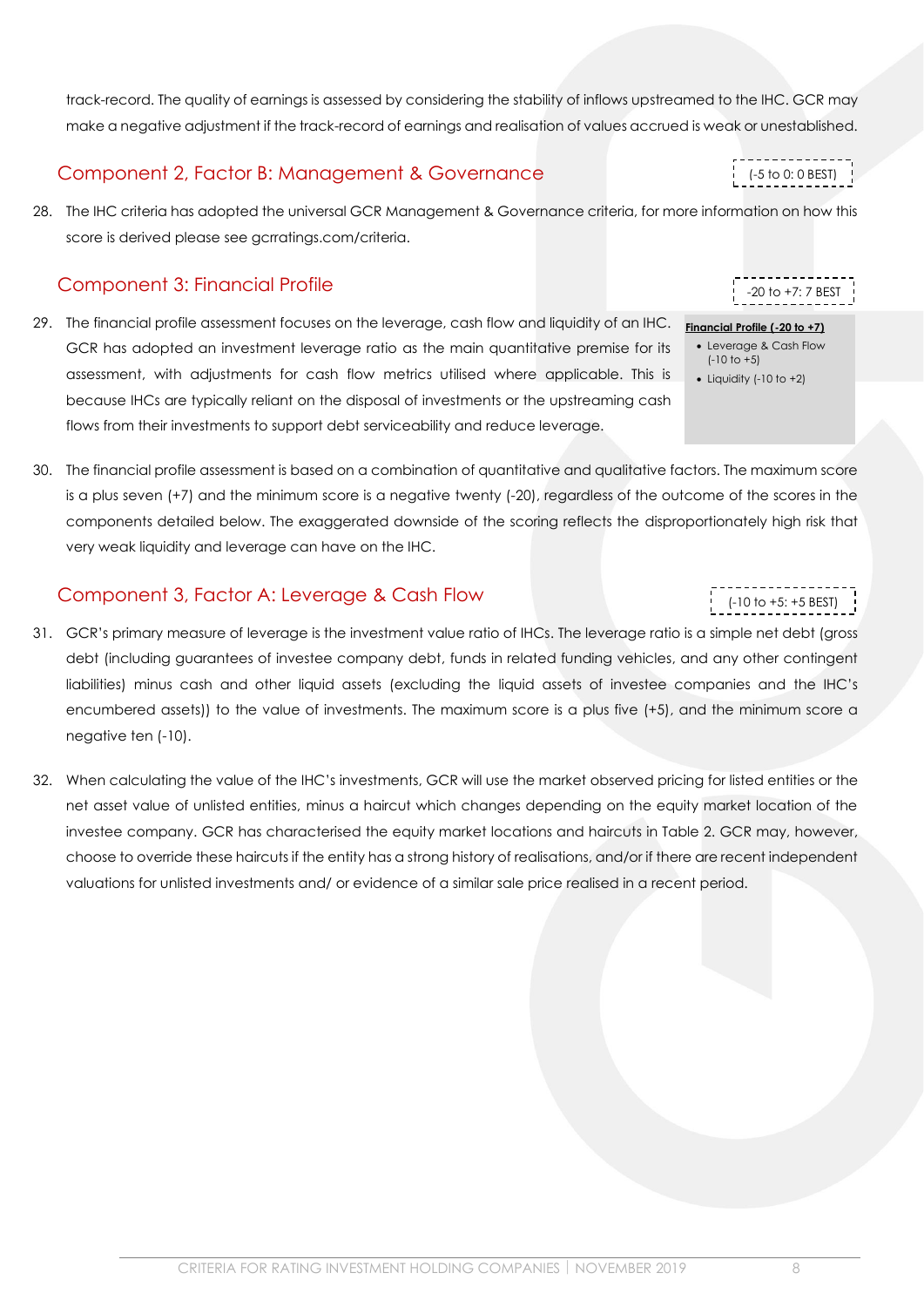track-record. The quality of earnings is assessed by considering the stability of inflows upstreamed to the IHC. GCR may make a negative adjustment if the track-record of earnings and realisation of values accrued is weak or unestablished.

## Component 2, Factor B: Management & Governance

(-5 to 0: 0 BEST)

28. The IHC criteria has adopted the universal GCR Management & Governance criteria, for more information on how this score is derived please see gcrratings.com/criteria.

## Component 3: Financial Profile

-20 to +7: 7 BEST

**Financial Profile (-20 to +7)**

- Leverage & Cash Flow (-10 to +5)
- Liquidity (-10 to +2)

29. The financial profile assessment focuses on the leverage, cash flow and liquidity of an IHC. GCR has adopted an investment leverage ratio as the main quantitative premise for its assessment, with adjustments for cash flow metrics utilised where applicable. This is because IHCs are typically reliant on the disposal of investments or the upstreaming cash flows from their investments to support debt serviceability and reduce leverage.

30. The financial profile assessment is based on a combination of quantitative and qualitative factors. The maximum score is a plus seven (+7) and the minimum score is a negative twenty (-20), regardless of the outcome of the scores in the components detailed below. The exaggerated downside of the scoring reflects the disproportionately high risk that very weak liquidity and leverage can have on the IHC.

## Component 3, Factor A: Leverage & Cash Flow

(-10 to +5: +5 BEST)

31. GCR's primary measure of leverage is the investment value ratio of IHCs. The leverage ratio is a simple net debt (gross debt (including guarantees of investee company debt, funds in related funding vehicles, and any other contingent liabilities) minus cash and other liquid assets (excluding the liquid assets of investee companies and the IHC's encumbered assets)) to the value of investments. The maximum score is a plus five (+5), and the minimum score a negative ten (-10).

32. When calculating the value of the IHC's investments, GCR will use the market observed pricing for listed entities or the net asset value of unlisted entities, minus a haircut which changes depending on the equity market location of the investee company. GCR has characterised the equity market locations and haircuts in Table 2. GCR may, however, choose to override these haircuts if the entity has a strong history of realisations, and/or if there are recent independent valuations for unlisted investments and/ or evidence of a similar sale price realised in a recent period.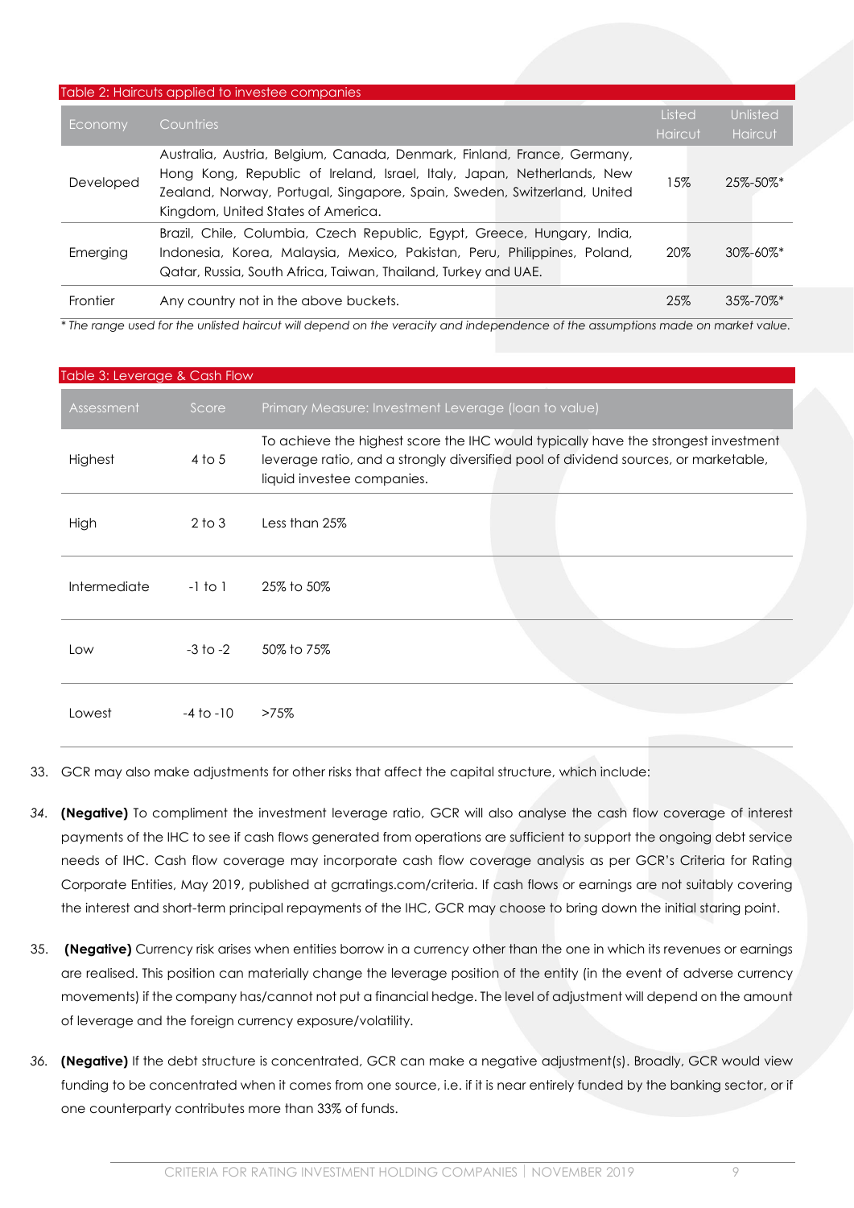Table 2: Haircuts applied to investee companies

| Economy | Countries | Listed Haircut | Unlisted Haircut |
|---|---|---|---|
| Developed | Australia, Austria, Belgium, Canada, Denmark, Finland, France, Germany, Hong Kong, Republic of Ireland, Israel, Italy, Japan, Netherlands, New Zealand, Norway, Portugal, Singapore, Spain, Sweden, Switzerland, United Kingdom, United States of America. | 15% | 25%-50%* |
| Emerging | Brazil, Chile, Columbia, Czech Republic, Egypt, Greece, Hungary, India, Indonesia, Korea, Malaysia, Mexico, Pakistan, Peru, Philippines, Poland, Qatar, Russia, South Africa, Taiwan, Thailand, Turkey and UAE. | 20% | 30%-60%* |
| Frontier | Any country not in the above buckets. | 25% | 35%-70%* |

*\* The range used for the unlisted haircut will depend on the veracity and independence of the assumptions made on market value.*

Table 3: Leverage & Cash Flow

| Assessment | Score | Primary Measure: Investment Leverage (loan to value) |
|---|---|---|
| Highest | 4 to 5 | To achieve the highest score the IHC would typically have the strongest investment leverage ratio, and a strongly diversified pool of dividend sources, or marketable, liquid investee companies. |
| High | 2 to 3 | Less than 25% |
| Intermediate | -1 to 1 | 25% to 50% |
| Low | -3 to -2 | 50% to 75% |
| Lowest | -4 to -10 | >75% |

33. GCR may also make adjustments for other risks that affect the capital structure, which include:

34. **(Negative)** To compliment the investment leverage ratio, GCR will also analyse the cash flow coverage of interest payments of the IHC to see if cash flows generated from operations are sufficient to support the ongoing debt service needs of IHC. Cash flow coverage may incorporate cash flow coverage analysis as per GCR's Criteria for Rating Corporate Entities, May 2019, published at gcrratings.com/criteria. If cash flows or earnings are not suitably covering the interest and short-term principal repayments of the IHC, GCR may choose to bring down the initial staring point.

35. **(Negative)** Currency risk arises when entities borrow in a currency other than the one in which its revenues or earnings are realised. This position can materially change the leverage position of the entity (in the event of adverse currency movements) if the company has/cannot not put a financial hedge. The level of adjustment will depend on the amount of leverage and the foreign currency exposure/volatility.

36. **(Negative)** If the debt structure is concentrated, GCR can make a negative adjustment(s). Broadly, GCR would view funding to be concentrated when it comes from one source, i.e. if it is near entirely funded by the banking sector, or if one counterparty contributes more than 33% of funds.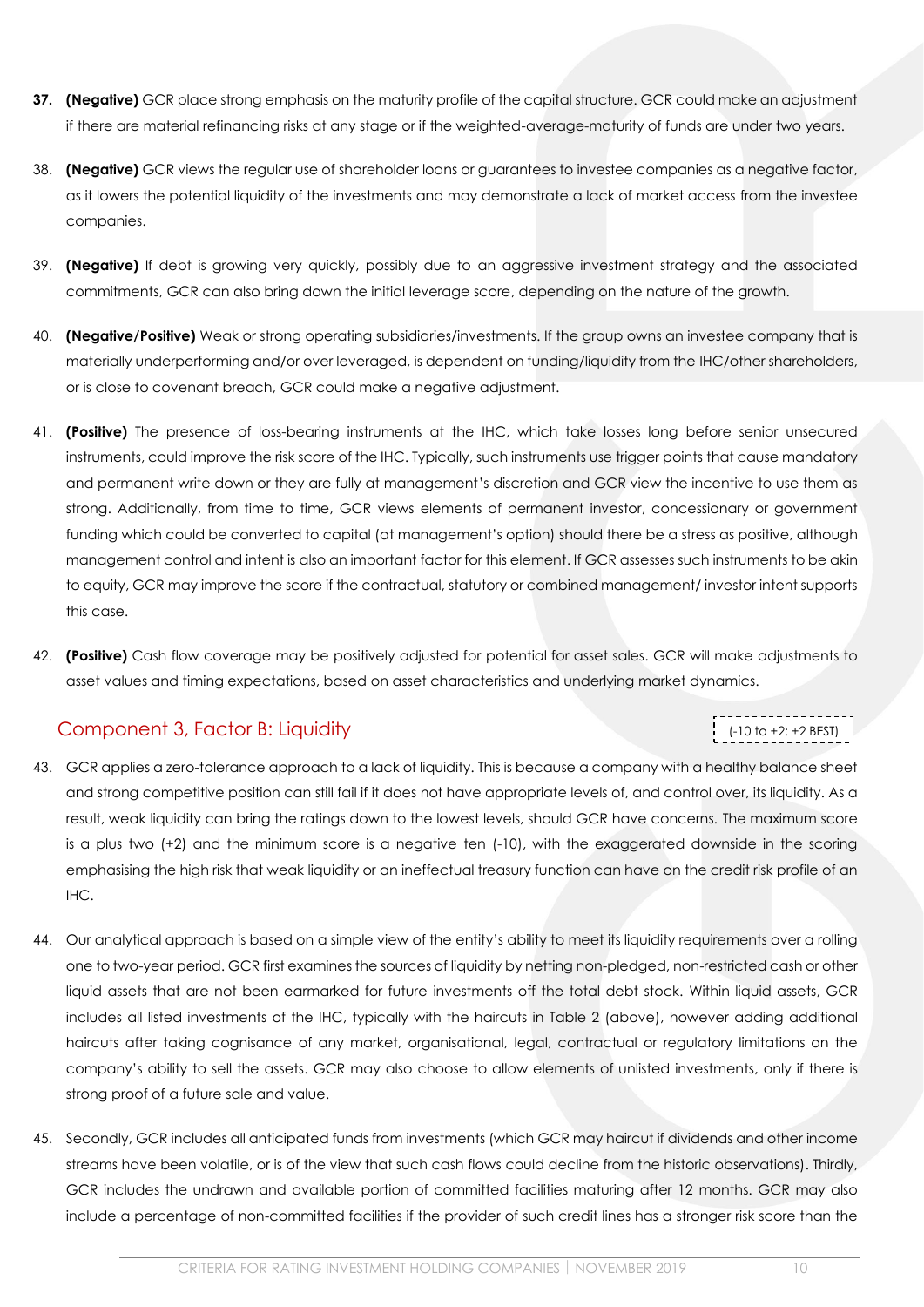37. **(Negative)** GCR place strong emphasis on the maturity profile of the capital structure. GCR could make an adjustment if there are material refinancing risks at any stage or if the weighted-average-maturity of funds are under two years.

38. **(Negative)** GCR views the regular use of shareholder loans or guarantees to investee companies as a negative factor, as it lowers the potential liquidity of the investments and may demonstrate a lack of market access from the investee companies.

39. **(Negative)** If debt is growing very quickly, possibly due to an aggressive investment strategy and the associated commitments, GCR can also bring down the initial leverage score, depending on the nature of the growth.

40. **(Negative/Positive)** Weak or strong operating subsidiaries/investments. If the group owns an investee company that is materially underperforming and/or over leveraged, is dependent on funding/liquidity from the IHC/other shareholders, or is close to covenant breach, GCR could make a negative adjustment.

41. **(Positive)** The presence of loss-bearing instruments at the IHC, which take losses long before senior unsecured instruments, could improve the risk score of the IHC. Typically, such instruments use trigger points that cause mandatory and permanent write down or they are fully at management's discretion and GCR view the incentive to use them as strong. Additionally, from time to time, GCR views elements of permanent investor, concessionary or government funding which could be converted to capital (at management's option) should there be a stress as positive, although management control and intent is also an important factor for this element. If GCR assesses such instruments to be akin to equity, GCR may improve the score if the contractual, statutory or combined management/ investor intent supports this case.

42. **(Positive)** Cash flow coverage may be positively adjusted for potential for asset sales. GCR will make adjustments to asset values and timing expectations, based on asset characteristics and underlying market dynamics.

## Component 3, Factor B: Liquidity

(-10 to +2: +2 BEST)

43. GCR applies a zero-tolerance approach to a lack of liquidity. This is because a company with a healthy balance sheet and strong competitive position can still fail if it does not have appropriate levels of, and control over, its liquidity. As a result, weak liquidity can bring the ratings down to the lowest levels, should GCR have concerns. The maximum score is a plus two (+2) and the minimum score is a negative ten (-10), with the exaggerated downside in the scoring emphasising the high risk that weak liquidity or an ineffectual treasury function can have on the credit risk profile of an IHC.

44. Our analytical approach is based on a simple view of the entity's ability to meet its liquidity requirements over a rolling one to two-year period. GCR first examines the sources of liquidity by netting non-pledged, non-restricted cash or other liquid assets that are not been earmarked for future investments off the total debt stock. Within liquid assets, GCR includes all listed investments of the IHC, typically with the haircuts in Table 2 (above), however adding additional haircuts after taking cognisance of any market, organisational, legal, contractual or regulatory limitations on the company's ability to sell the assets. GCR may also choose to allow elements of unlisted investments, only if there is strong proof of a future sale and value.

45. Secondly, GCR includes all anticipated funds from investments (which GCR may haircut if dividends and other income streams have been volatile, or is of the view that such cash flows could decline from the historic observations). Thirdly, GCR includes the undrawn and available portion of committed facilities maturing after 12 months. GCR may also include a percentage of non-committed facilities if the provider of such credit lines has a stronger risk score than the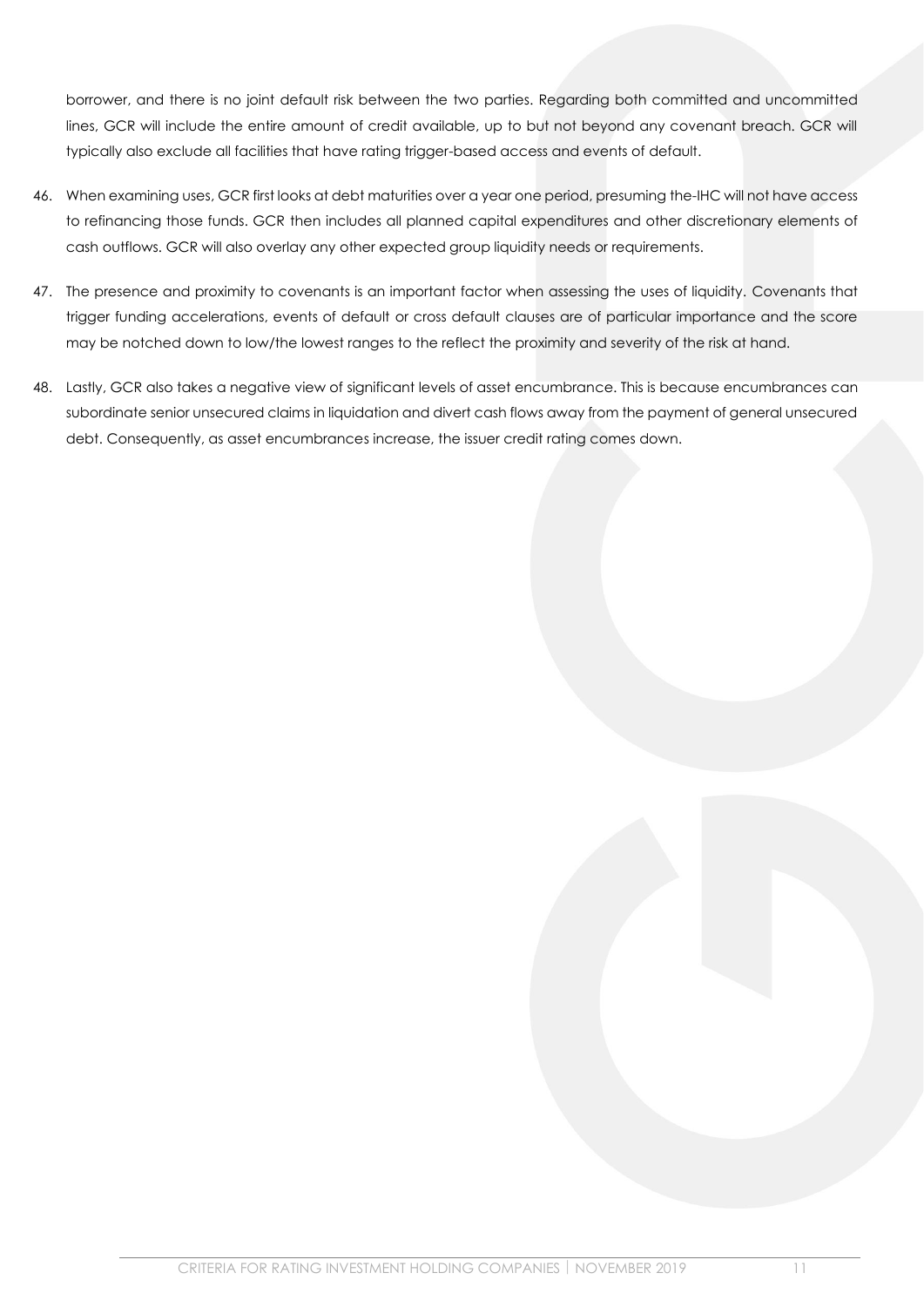borrower, and there is no joint default risk between the two parties. Regarding both committed and uncommitted lines, GCR will include the entire amount of credit available, up to but not beyond any covenant breach. GCR will typically also exclude all facilities that have rating trigger-based access and events of default.

46. When examining uses, GCR first looks at debt maturities over a year one period, presuming the-IHC will not have access to refinancing those funds. GCR then includes all planned capital expenditures and other discretionary elements of cash outflows. GCR will also overlay any other expected group liquidity needs or requirements.

47. The presence and proximity to covenants is an important factor when assessing the uses of liquidity. Covenants that trigger funding accelerations, events of default or cross default clauses are of particular importance and the score may be notched down to low/the lowest ranges to the reflect the proximity and severity of the risk at hand.

48. Lastly, GCR also takes a negative view of significant levels of asset encumbrance. This is because encumbrances can subordinate senior unsecured claims in liquidation and divert cash flows away from the payment of general unsecured debt. Consequently, as asset encumbrances increase, the issuer credit rating comes down.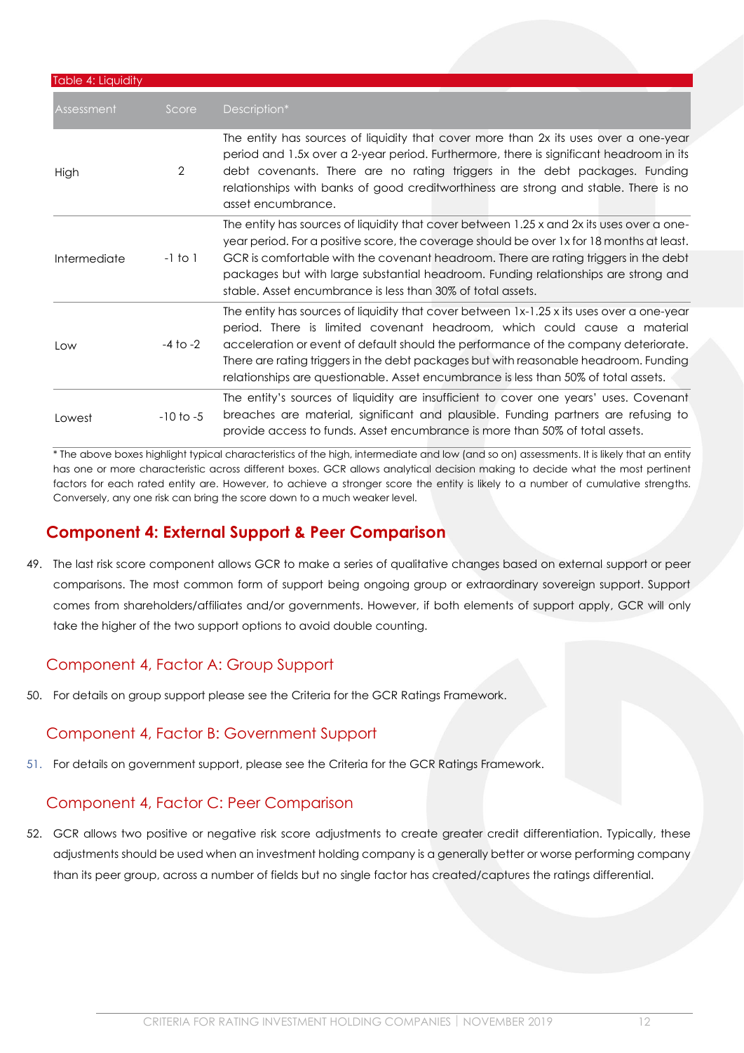Table 4: Liquidity

| Assessment | Score | Description* |
| --- | --- | --- |
| High | 2 | The entity has sources of liquidity that cover more than 2x its uses over a one-year period and 1.5x over a 2-year period. Furthermore, there is significant headroom in its debt covenants. There are no rating triggers in the debt packages. Funding relationships with banks of good creditworthiness are strong and stable. There is no asset encumbrance. |
| Intermediate | -1 to 1 | The entity has sources of liquidity that cover between 1.25 x and 2x its uses over a one-year period. For a positive score, the coverage should be over 1x for 18 months at least. GCR is comfortable with the covenant headroom. There are rating triggers in the debt packages but with large substantial headroom. Funding relationships are strong and stable. Asset encumbrance is less than 30% of total assets. |
| Low | -4 to -2 | The entity has sources of liquidity that cover between 1x-1.25 x its uses over a one-year period. There is limited covenant headroom, which could cause a material acceleration or event of default should the performance of the company deteriorate. There are rating triggers in the debt packages but with reasonable headroom. Funding relationships are questionable. Asset encumbrance is less than 50% of total assets. |
| Lowest | -10 to -5 | The entity's sources of liquidity are insufficient to cover one years' uses. Covenant breaches are material, significant and plausible. Funding partners are refusing to provide access to funds. Asset encumbrance is more than 50% of total assets. |

\* The above boxes highlight typical characteristics of the high, intermediate and low (and so on) assessments. It is likely that an entity has one or more characteristic across different boxes. GCR allows analytical decision making to decide what the most pertinent factors for each rated entity are. However, to achieve a stronger score the entity is likely to a number of cumulative strengths. Conversely, any one risk can bring the score down to a much weaker level.

## Component 4: External Support & Peer Comparison

49. The last risk score component allows GCR to make a series of qualitative changes based on external support or peer comparisons. The most common form of support being ongoing group or extraordinary sovereign support. Support comes from shareholders/affiliates and/or governments. However, if both elements of support apply, GCR will only take the higher of the two support options to avoid double counting.

### Component 4, Factor A: Group Support

50. For details on group support please see the Criteria for the GCR Ratings Framework.

### Component 4, Factor B: Government Support

51. For details on government support, please see the Criteria for the GCR Ratings Framework.

### Component 4, Factor C: Peer Comparison

52. GCR allows two positive or negative risk score adjustments to create greater credit differentiation. Typically, these adjustments should be used when an investment holding company is a generally better or worse performing company than its peer group, across a number of fields but no single factor has created/captures the ratings differential.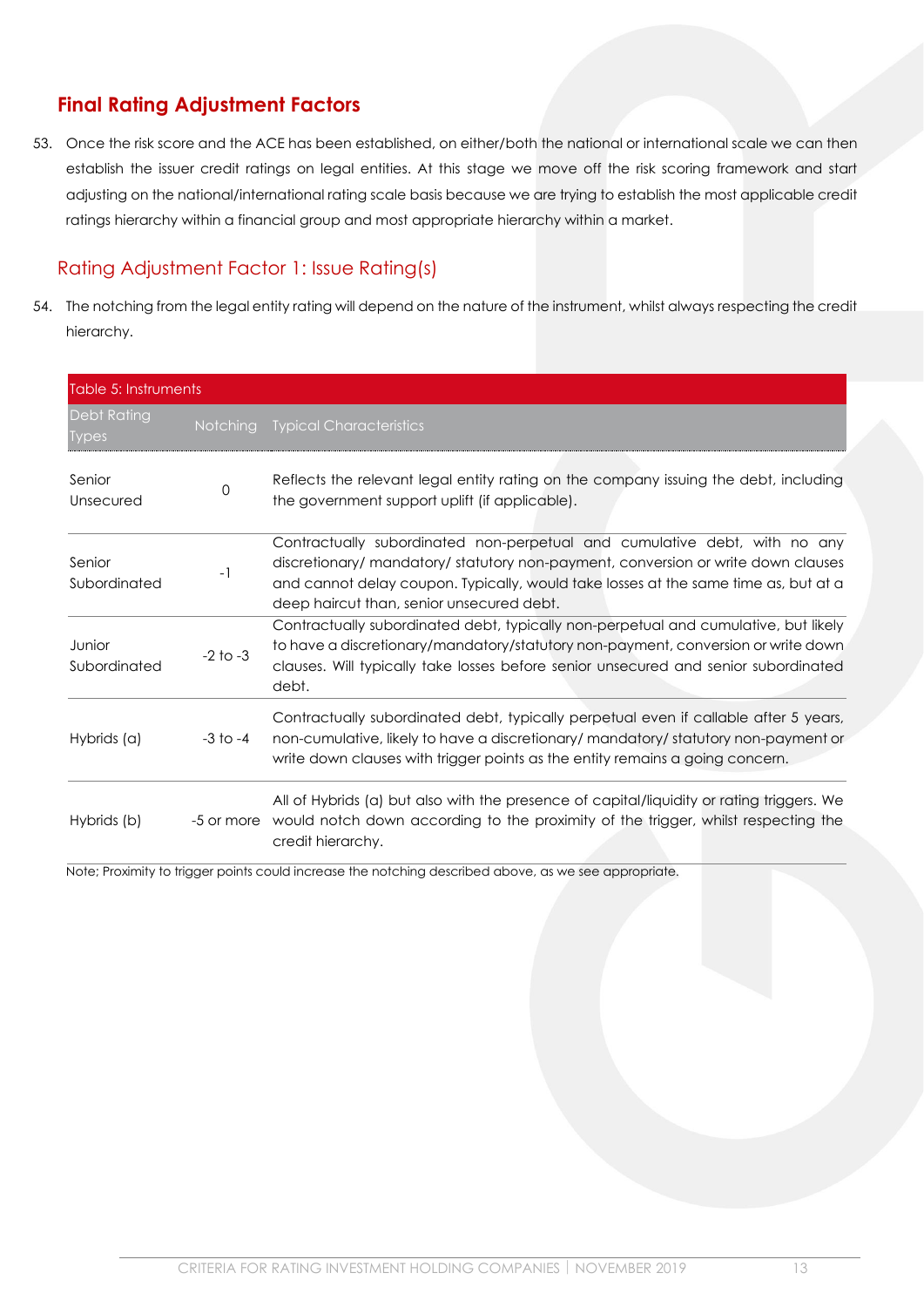## Final Rating Adjustment Factors

53. Once the risk score and the ACE has been established, on either/both the national or international scale we can then establish the issuer credit ratings on legal entities. At this stage we move off the risk scoring framework and start adjusting on the national/international rating scale basis because we are trying to establish the most applicable credit ratings hierarchy within a financial group and most appropriate hierarchy within a market.

### Rating Adjustment Factor 1: Issue Rating(s)

54. The notching from the legal entity rating will depend on the nature of the instrument, whilst always respecting the credit hierarchy.

Table 5: Instruments

| Debt Rating Types | Notching | Typical Characteristics |
|---|---|---|
| Senior Unsecured | 0 | Reflects the relevant legal entity rating on the company issuing the debt, including the government support uplift (if applicable). |
| Senior Subordinated | -1 | Contractually subordinated non-perpetual and cumulative debt, with no any discretionary/ mandatory/ statutory non-payment, conversion or write down clauses and cannot delay coupon. Typically, would take losses at the same time as, but at a deep haircut than, senior unsecured debt. |
| Junior Subordinated | -2 to -3 | Contractually subordinated debt, typically non-perpetual and cumulative, but likely to have a discretionary/mandatory/statutory non-payment, conversion or write down clauses. Will typically take losses before senior unsecured and senior subordinated debt. |
| Hybrids (a) | -3 to -4 | Contractually subordinated debt, typically perpetual even if callable after 5 years, non-cumulative, likely to have a discretionary/ mandatory/ statutory non-payment or write down clauses with trigger points as the entity remains a going concern. |
| Hybrids (b) | -5 or more | All of Hybrids (a) but also with the presence of capital/liquidity or rating triggers. We would notch down according to the proximity of the trigger, whilst respecting the credit hierarchy. |

Note; Proximity to trigger points could increase the notching described above, as we see appropriate.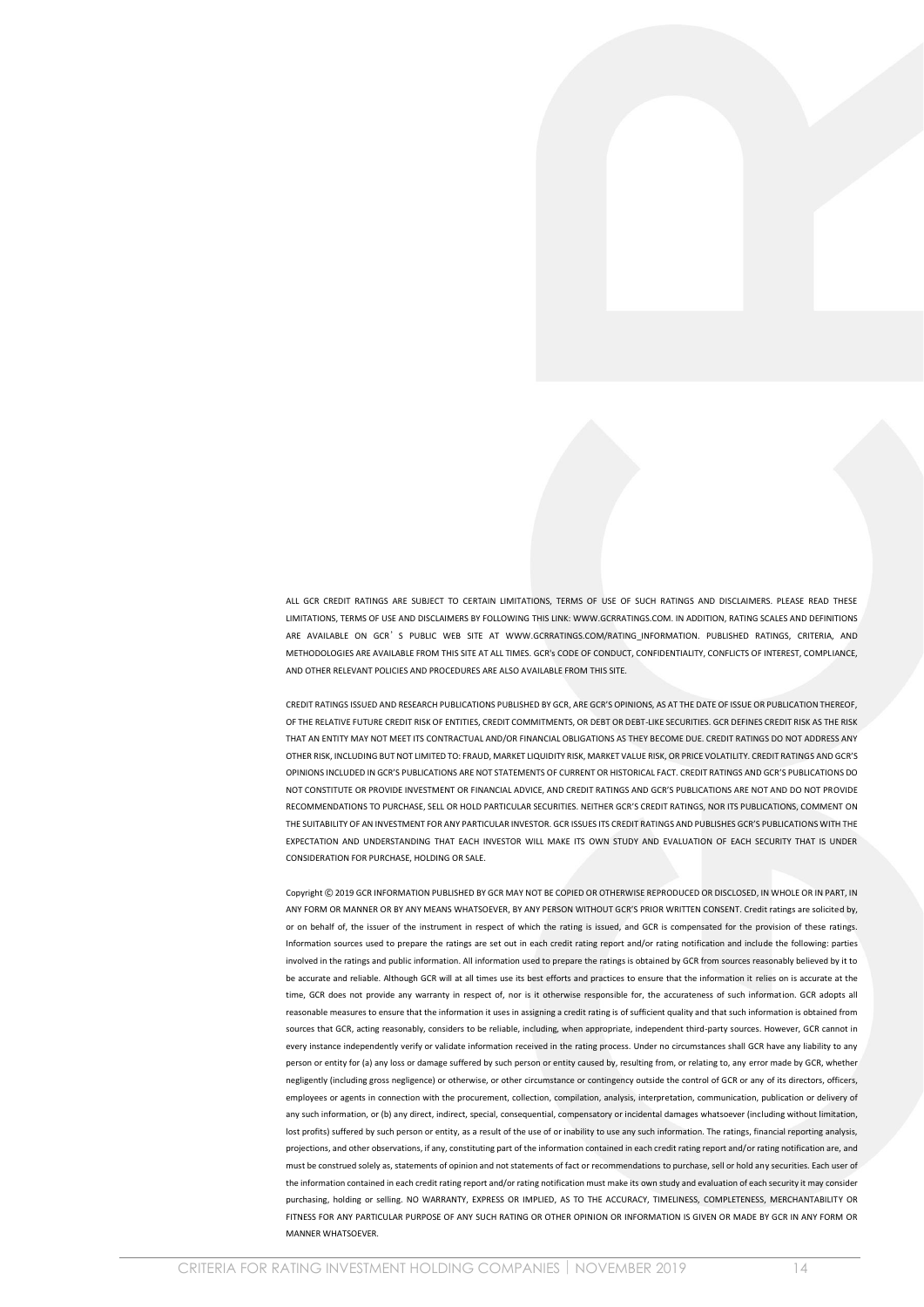ALL GCR CREDIT RATINGS ARE SUBJECT TO CERTAIN LIMITATIONS, TERMS OF USE OF SUCH RATINGS AND DISCLAIMERS. PLEASE READ THESE LIMITATIONS, TERMS OF USE AND DISCLAIMERS BY FOLLOWING THIS LINK: WWW.GCRRATINGS.COM. IN ADDITION, RATING SCALES AND DEFINITIONS ARE AVAILABLE ON GCR' S PUBLIC WEB SITE AT WWW.GCRRATINGS.COM/RATING_INFORMATION. PUBLISHED RATINGS, CRITERIA, AND METHODOLOGIES ARE AVAILABLE FROM THIS SITE AT ALL TIMES. GCR's CODE OF CONDUCT, CONFIDENTIALITY, CONFLICTS OF INTEREST, COMPLIANCE, AND OTHER RELEVANT POLICIES AND PROCEDURES ARE ALSO AVAILABLE FROM THIS SITE.

CREDIT RATINGS ISSUED AND RESEARCH PUBLICATIONS PUBLISHED BY GCR, ARE GCR'S OPINIONS, AS AT THE DATE OF ISSUE OR PUBLICATION THEREOF, OF THE RELATIVE FUTURE CREDIT RISK OF ENTITIES, CREDIT COMMITMENTS, OR DEBT OR DEBT-LIKE SECURITIES. GCR DEFINES CREDIT RISK AS THE RISK THAT AN ENTITY MAY NOT MEET ITS CONTRACTUAL AND/OR FINANCIAL OBLIGATIONS AS THEY BECOME DUE. CREDIT RATINGS DO NOT ADDRESS ANY OTHER RISK, INCLUDING BUT NOT LIMITED TO: FRAUD, MARKET LIQUIDITY RISK, MARKET VALUE RISK, OR PRICE VOLATILITY. CREDIT RATINGS AND GCR'S OPINIONS INCLUDED IN GCR'S PUBLICATIONS ARE NOT STATEMENTS OF CURRENT OR HISTORICAL FACT. CREDIT RATINGS AND GCR'S PUBLICATIONS DO NOT CONSTITUTE OR PROVIDE INVESTMENT OR FINANCIAL ADVICE, AND CREDIT RATINGS AND GCR'S PUBLICATIONS ARE NOT AND DO NOT PROVIDE RECOMMENDATIONS TO PURCHASE, SELL OR HOLD PARTICULAR SECURITIES. NEITHER GCR'S CREDIT RATINGS, NOR ITS PUBLICATIONS, COMMENT ON THE SUITABILITY OF AN INVESTMENT FOR ANY PARTICULAR INVESTOR. GCR ISSUES ITS CREDIT RATINGS AND PUBLISHES GCR'S PUBLICATIONS WITH THE EXPECTATION AND UNDERSTANDING THAT EACH INVESTOR WILL MAKE ITS OWN STUDY AND EVALUATION OF EACH SECURITY THAT IS UNDER CONSIDERATION FOR PURCHASE, HOLDING OR SALE.

Copyright © 2019 GCR INFORMATION PUBLISHED BY GCR MAY NOT BE COPIED OR OTHERWISE REPRODUCED OR DISCLOSED, IN WHOLE OR IN PART, IN ANY FORM OR MANNER OR BY ANY MEANS WHATSOEVER, BY ANY PERSON WITHOUT GCR'S PRIOR WRITTEN CONSENT. Credit ratings are solicited by, or on behalf of, the issuer of the instrument in respect of which the rating is issued, and GCR is compensated for the provision of these ratings. Information sources used to prepare the ratings are set out in each credit rating report and/or rating notification and include the following: parties involved in the ratings and public information. All information used to prepare the ratings is obtained by GCR from sources reasonably believed by it to be accurate and reliable. Although GCR will at all times use its best efforts and practices to ensure that the information it relies on is accurate at the time, GCR does not provide any warranty in respect of, nor is it otherwise responsible for, the accurateness of such information. GCR adopts all reasonable measures to ensure that the information it uses in assigning a credit rating is of sufficient quality and that such information is obtained from sources that GCR, acting reasonably, considers to be reliable, including, when appropriate, independent third-party sources. However, GCR cannot in every instance independently verify or validate information received in the rating process. Under no circumstances shall GCR have any liability to any person or entity for (a) any loss or damage suffered by such person or entity caused by, resulting from, or relating to, any error made by GCR, whether negligently (including gross negligence) or otherwise, or other circumstance or contingency outside the control of GCR or any of its directors, officers, employees or agents in connection with the procurement, collection, compilation, analysis, interpretation, communication, publication or delivery of any such information, or (b) any direct, indirect, special, consequential, compensatory or incidental damages whatsoever (including without limitation, lost profits) suffered by such person or entity, as a result of the use of or inability to use any such information. The ratings, financial reporting analysis, projections, and other observations, if any, constituting part of the information contained in each credit rating report and/or rating notification are, and must be construed solely as, statements of opinion and not statements of fact or recommendations to purchase, sell or hold any securities. Each user of the information contained in each credit rating report and/or rating notification must make its own study and evaluation of each security it may consider purchasing, holding or selling. NO WARRANTY, EXPRESS OR IMPLIED, AS TO THE ACCURACY, TIMELINESS, COMPLETENESS, MERCHANTABILITY OR FITNESS FOR ANY PARTICULAR PURPOSE OF ANY SUCH RATING OR OTHER OPINION OR INFORMATION IS GIVEN OR MADE BY GCR IN ANY FORM OR MANNER WHATSOEVER.